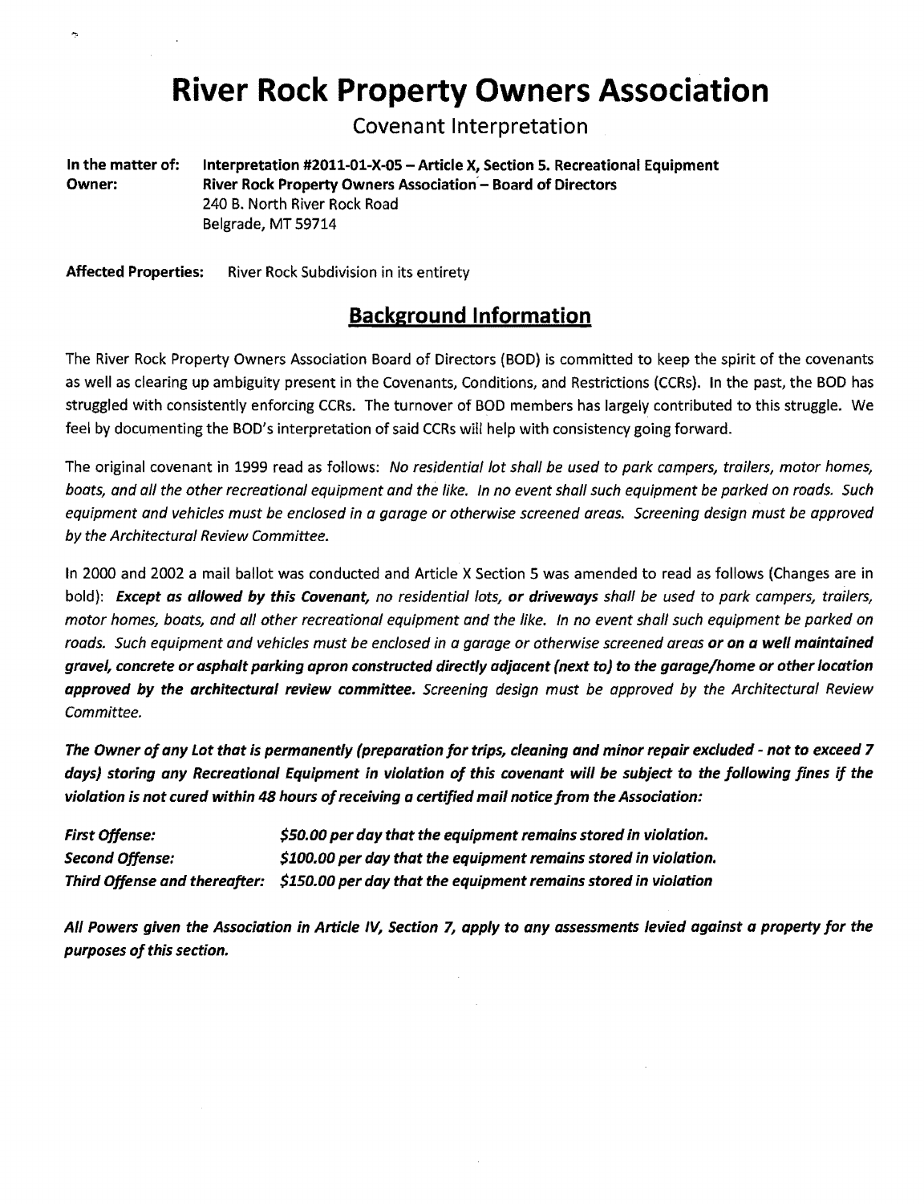# River Rock Property Owners Association

Covenant Interpretation

**In the matter of:** **Interpretation #2011-01-X-05 – Article X, Section 5. Recreational Equipment**
**Owner:** **River Rock Property Owners Association – Board of Directors**
240 B. North River Rock Road
Belgrade, MT 59714

**Affected Properties:** River Rock Subdivision in its entirety

## Background Information

The River Rock Property Owners Association Board of Directors (BOD) is committed to keep the spirit of the covenants as well as clearing up ambiguity present in the Covenants, Conditions, and Restrictions (CCRs). In the past, the BOD has struggled with consistently enforcing CCRs. The turnover of BOD members has largely contributed to this struggle. We feel by documenting the BOD's interpretation of said CCRs will help with consistency going forward.

The original covenant in 1999 read as follows: *No residential lot shall be used to park campers, trailers, motor homes, boats, and all the other recreational equipment and the like. In no event shall such equipment be parked on roads. Such equipment and vehicles must be enclosed in a garage or otherwise screened areas. Screening design must be approved by the Architectural Review Committee.*

In 2000 and 2002 a mail ballot was conducted and Article X Section 5 was amended to read as follows (Changes are in bold): ***Except as allowed by this Covenant,*** *no residential lots,* ***or driveways*** *shall be used to park campers, trailers, motor homes, boats, and all other recreational equipment and the like. In no event shall such equipment be parked on roads. Such equipment and vehicles must be enclosed in a garage or otherwise screened areas* ***or on a well maintained gravel, concrete or asphalt parking apron constructed directly adjacent (next to) to the garage/home or other location approved by the architectural review committee.*** *Screening design must be approved by the Architectural Review Committee.*

***The Owner of any Lot that is permanently (preparation for trips, cleaning and minor repair excluded - not to exceed 7 days) storing any Recreational Equipment in violation of this covenant will be subject to the following fines if the violation is not cured within 48 hours of receiving a certified mail notice from the Association:***

| | |
|---|---|
| ***First Offense:*** | ***$50.00 per day that the equipment remains stored in violation.*** |
| ***Second Offense:*** | ***$100.00 per day that the equipment remains stored in violation.*** |
| ***Third Offense and thereafter:*** | ***$150.00 per day that the equipment remains stored in violation*** |

***All Powers given the Association in Article IV, Section 7, apply to any assessments levied against a property for the purposes of this section.***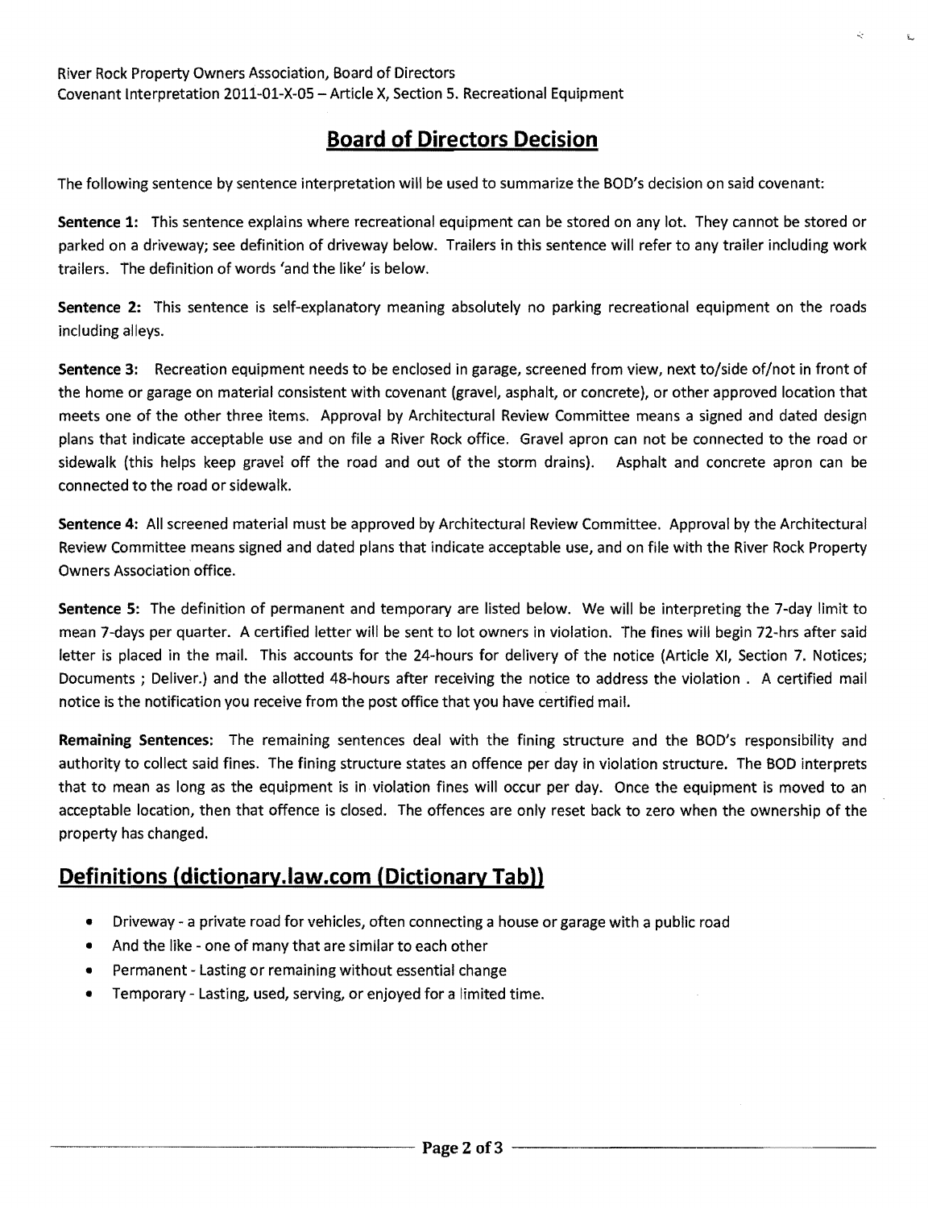River Rock Property Owners Association, Board of Directors
Covenant Interpretation 2011-01-X-05 – Article X, Section 5. Recreational Equipment

## Board of Directors Decision

The following sentence by sentence interpretation will be used to summarize the BOD's decision on said covenant:

**Sentence 1:** This sentence explains where recreational equipment can be stored on any lot. They cannot be stored or parked on a driveway; see definition of driveway below. Trailers in this sentence will refer to any trailer including work trailers. The definition of words 'and the like' is below.

**Sentence 2:** This sentence is self-explanatory meaning absolutely no parking recreational equipment on the roads including alleys.

**Sentence 3:** Recreation equipment needs to be enclosed in garage, screened from view, next to/side of/not in front of the home or garage on material consistent with covenant (gravel, asphalt, or concrete), or other approved location that meets one of the other three items. Approval by Architectural Review Committee means a signed and dated design plans that indicate acceptable use and on file a River Rock office. Gravel apron can not be connected to the road or sidewalk (this helps keep gravel off the road and out of the storm drains). Asphalt and concrete apron can be connected to the road or sidewalk.

**Sentence 4:** All screened material must be approved by Architectural Review Committee. Approval by the Architectural Review Committee means signed and dated plans that indicate acceptable use, and on file with the River Rock Property Owners Association office.

**Sentence 5:** The definition of permanent and temporary are listed below. We will be interpreting the 7-day limit to mean 7-days per quarter. A certified letter will be sent to lot owners in violation. The fines will begin 72-hrs after said letter is placed in the mail. This accounts for the 24-hours for delivery of the notice (Article XI, Section 7. Notices; Documents ; Deliver.) and the allotted 48-hours after receiving the notice to address the violation . A certified mail notice is the notification you receive from the post office that you have certified mail.

**Remaining Sentences:** The remaining sentences deal with the fining structure and the BOD's responsibility and authority to collect said fines. The fining structure states an offence per day in violation structure. The BOD interprets that to mean as long as the equipment is in violation fines will occur per day. Once the equipment is moved to an acceptable location, then that offence is closed. The offences are only reset back to zero when the ownership of the property has changed.

## Definitions (dictionary.law.com (Dictionary Tab))

- Driveway - a private road for vehicles, often connecting a house or garage with a public road
- And the like - one of many that are similar to each other
- Permanent - Lasting or remaining without essential change
- Temporary - Lasting, used, serving, or enjoyed for a limited time.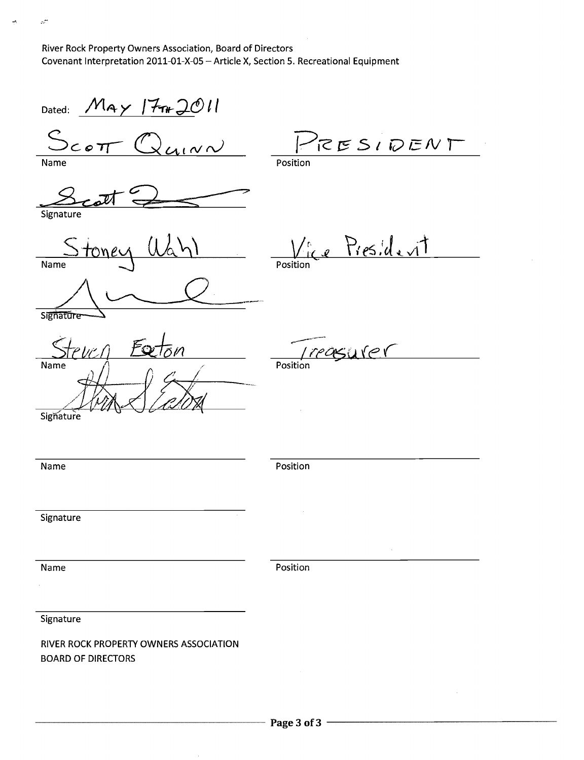River Rock Property Owners Association, Board of Directors
Covenant Interpretation 2011-01-X-05 – Article X, Section 5. Recreational Equipment

Dated: May 17th 2011

| | |
|---|---|
| Scott Quinn | President |
| Name | Position |
| [signature] | |
| Signature | |
| Stoney Wahl | Vice President |
| Name | Position |
| [signature] | |
| Signature | |
| Steven Eaton | Treasurer |
| Name | Position |
| [signature] | |
| Signature | |
| | |
| Name | Position |
| | |
| Signature | |
| | |
| Name | Position |
| | |
| Signature | |

RIVER ROCK PROPERTY OWNERS ASSOCIATION
BOARD OF DIRECTORS